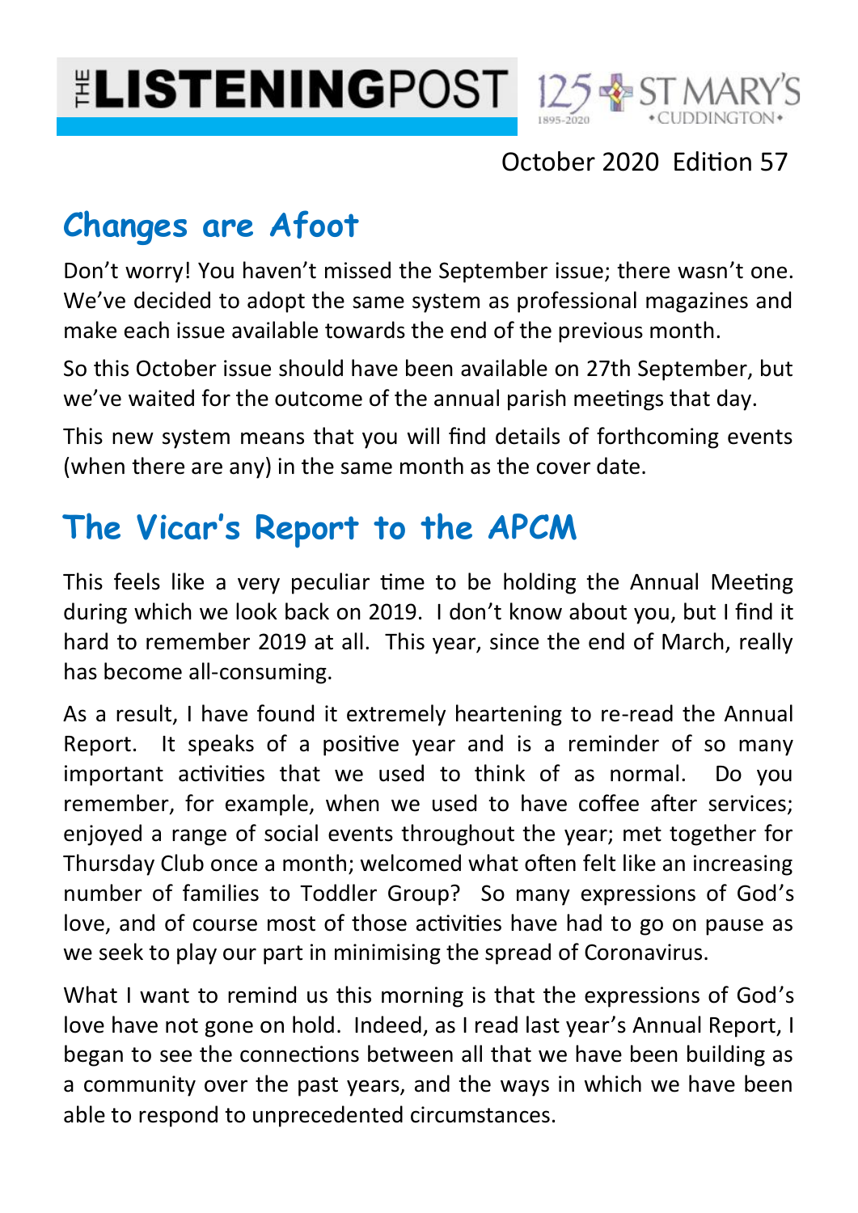# THE LISTENINGPOST

125 ST MARY'S CUDDINGTON 1895-2020

October 2020 Edition 57

## Changes are Afoot

Don't worry! You haven't missed the September issue; there wasn't one. We've decided to adopt the same system as professional magazines and make each issue available towards the end of the previous month.

So this October issue should have been available on 27th September, but we've waited for the outcome of the annual parish meetings that day.

This new system means that you will find details of forthcoming events (when there are any) in the same month as the cover date.

## The Vicar's Report to the APCM

This feels like a very peculiar time to be holding the Annual Meeting during which we look back on 2019. I don't know about you, but I find it hard to remember 2019 at all. This year, since the end of March, really has become all-consuming.

As a result, I have found it extremely heartening to re-read the Annual Report. It speaks of a positive year and is a reminder of so many important activities that we used to think of as normal. Do you remember, for example, when we used to have coffee after services; enjoyed a range of social events throughout the year; met together for Thursday Club once a month; welcomed what often felt like an increasing number of families to Toddler Group? So many expressions of God's love, and of course most of those activities have had to go on pause as we seek to play our part in minimising the spread of Coronavirus.

What I want to remind us this morning is that the expressions of God's love have not gone on hold. Indeed, as I read last year's Annual Report, I began to see the connections between all that we have been building as a community over the past years, and the ways in which we have been able to respond to unprecedented circumstances.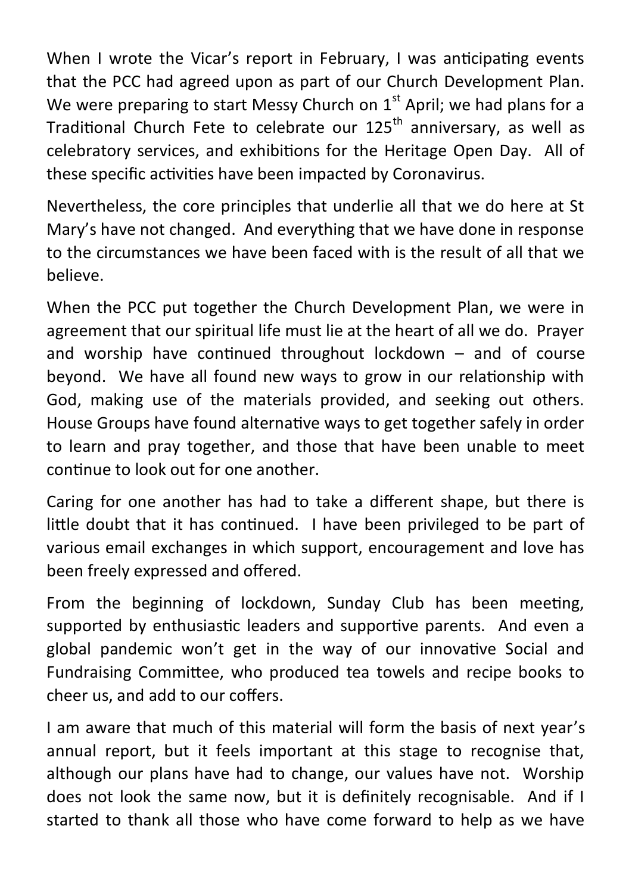When I wrote the Vicar's report in February, I was anticipating events that the PCC had agreed upon as part of our Church Development Plan. We were preparing to start Messy Church on 1st April; we had plans for a Traditional Church Fete to celebrate our 125th anniversary, as well as celebratory services, and exhibitions for the Heritage Open Day. All of these specific activities have been impacted by Coronavirus.

Nevertheless, the core principles that underlie all that we do here at St Mary's have not changed. And everything that we have done in response to the circumstances we have been faced with is the result of all that we believe.

When the PCC put together the Church Development Plan, we were in agreement that our spiritual life must lie at the heart of all we do. Prayer and worship have continued throughout lockdown – and of course beyond. We have all found new ways to grow in our relationship with God, making use of the materials provided, and seeking out others. House Groups have found alternative ways to get together safely in order to learn and pray together, and those that have been unable to meet continue to look out for one another.

Caring for one another has had to take a different shape, but there is little doubt that it has continued. I have been privileged to be part of various email exchanges in which support, encouragement and love has been freely expressed and offered.

From the beginning of lockdown, Sunday Club has been meeting, supported by enthusiastic leaders and supportive parents. And even a global pandemic won't get in the way of our innovative Social and Fundraising Committee, who produced tea towels and recipe books to cheer us, and add to our coffers.

I am aware that much of this material will form the basis of next year's annual report, but it feels important at this stage to recognise that, although our plans have had to change, our values have not. Worship does not look the same now, but it is definitely recognisable. And if I started to thank all those who have come forward to help as we have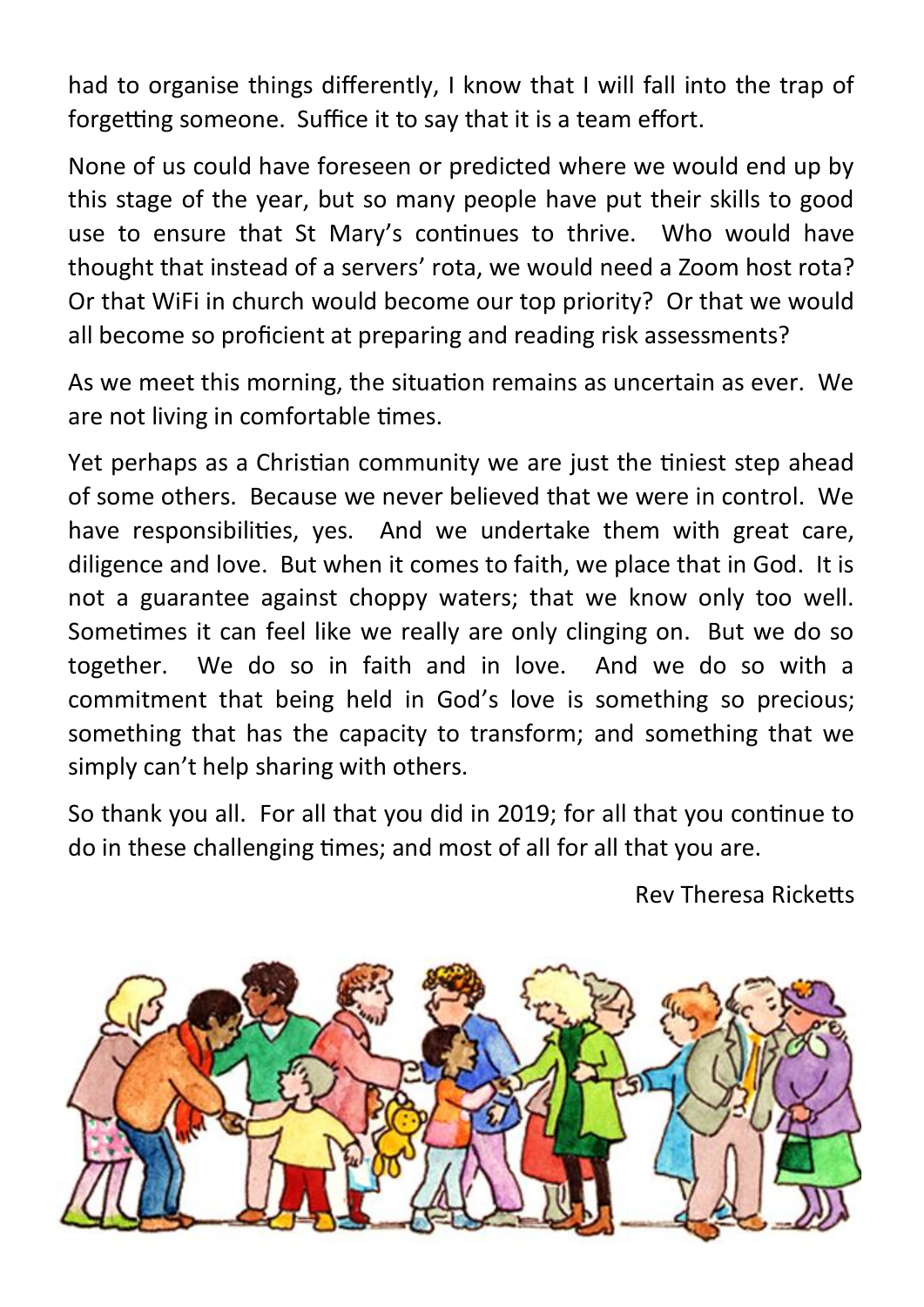had to organise things differently, I know that I will fall into the trap of forgetting someone. Suffice it to say that it is a team effort.

None of us could have foreseen or predicted where we would end up by this stage of the year, but so many people have put their skills to good use to ensure that St Mary's continues to thrive. Who would have thought that instead of a servers' rota, we would need a Zoom host rota? Or that WiFi in church would become our top priority? Or that we would all become so proficient at preparing and reading risk assessments?

As we meet this morning, the situation remains as uncertain as ever. We are not living in comfortable times.

Yet perhaps as a Christian community we are just the tiniest step ahead of some others. Because we never believed that we were in control. We have responsibilities, yes. And we undertake them with great care, diligence and love. But when it comes to faith, we place that in God. It is not a guarantee against choppy waters; that we know only too well. Sometimes it can feel like we really are only clinging on. But we do so together. We do so in faith and in love. And we do so with a commitment that being held in God's love is something so precious; something that has the capacity to transform; and something that we simply can't help sharing with others.

So thank you all. For all that you did in 2019; for all that you continue to do in these challenging times; and most of all for all that you are.

Rev Theresa Ricketts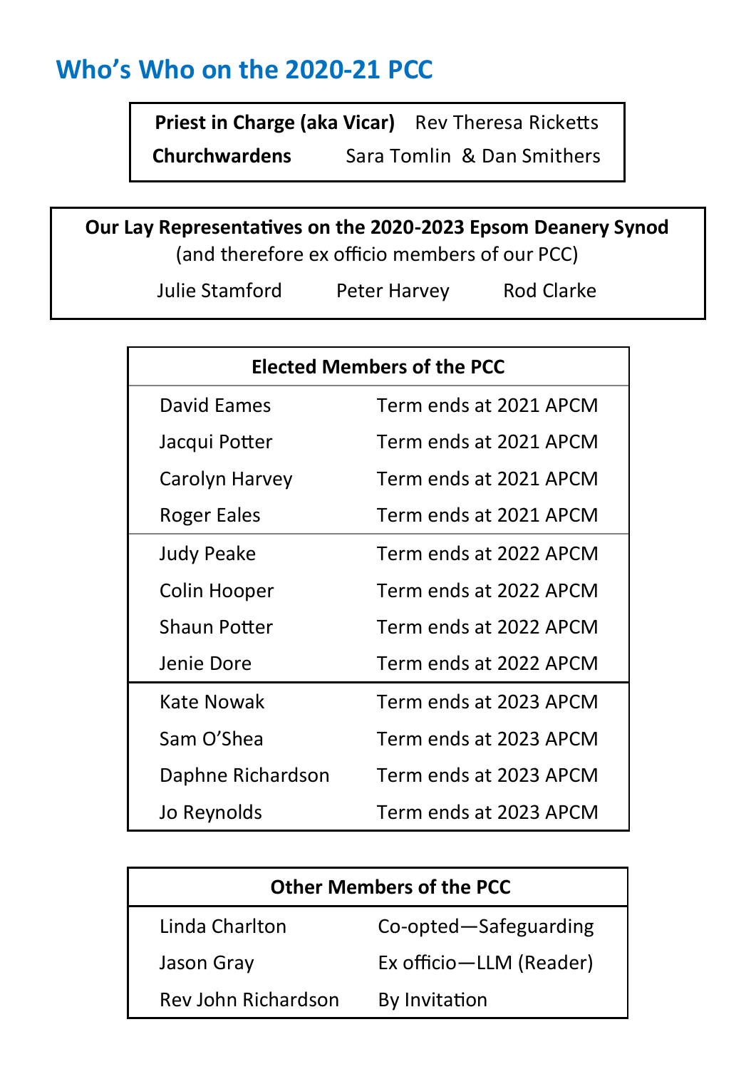# Who's Who on the 2020-21 PCC

| | |
|---|---|
| **Priest in Charge (aka Vicar)** | Rev Theresa Ricketts |
| **Churchwardens** | Sara Tomlin & Dan Smithers |

**Our Lay Representatives on the 2020-2023 Epsom Deanery Synod**
(and therefore ex officio members of our PCC)

Julie Stamford    Peter Harvey    Rod Clarke

| Elected Members of the PCC | |
|---|---|
| David Eames | Term ends at 2021 APCM |
| Jacqui Potter | Term ends at 2021 APCM |
| Carolyn Harvey | Term ends at 2021 APCM |
| Roger Eales | Term ends at 2021 APCM |
| Judy Peake | Term ends at 2022 APCM |
| Colin Hooper | Term ends at 2022 APCM |
| Shaun Potter | Term ends at 2022 APCM |
| Jenie Dore | Term ends at 2022 APCM |
| Kate Nowak | Term ends at 2023 APCM |
| Sam O'Shea | Term ends at 2023 APCM |
| Daphne Richardson | Term ends at 2023 APCM |
| Jo Reynolds | Term ends at 2023 APCM |

| Other Members of the PCC | |
|---|---|
| Linda Charlton | Co-opted—Safeguarding |
| Jason Gray | Ex officio—LLM (Reader) |
| Rev John Richardson | By Invitation |